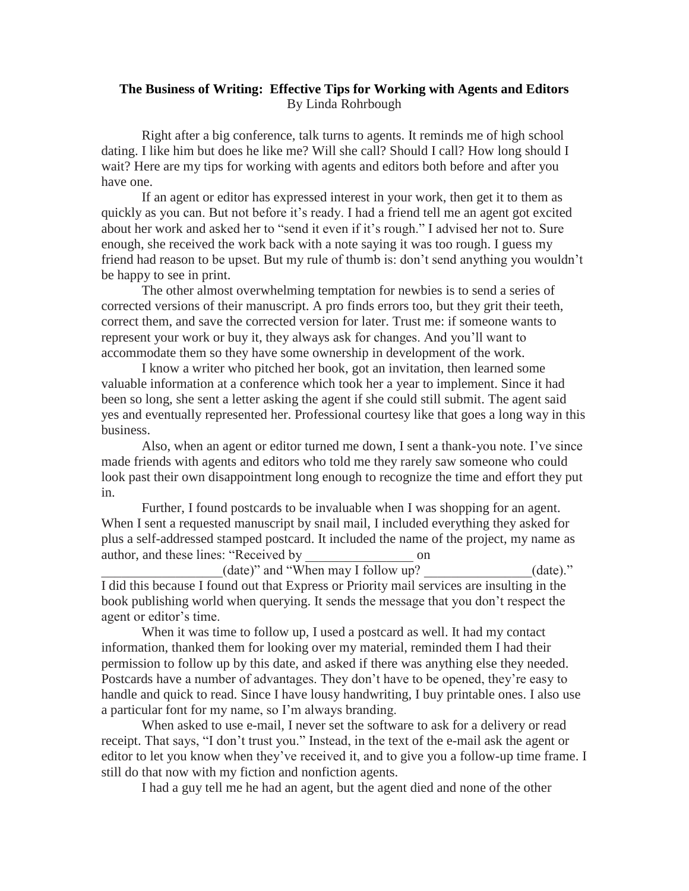**The Business of Writing: Effective Tips for Working with Agents and Editors**
By Linda Rohrbough

Right after a big conference, talk turns to agents. It reminds me of high school dating. I like him but does he like me? Will she call? Should I call? How long should I wait? Here are my tips for working with agents and editors both before and after you have one.

If an agent or editor has expressed interest in your work, then get it to them as quickly as you can. But not before it's ready. I had a friend tell me an agent got excited about her work and asked her to "send it even if it's rough." I advised her not to. Sure enough, she received the work back with a note saying it was too rough. I guess my friend had reason to be upset. But my rule of thumb is: don't send anything you wouldn't be happy to see in print.

The other almost overwhelming temptation for newbies is to send a series of corrected versions of their manuscript. A pro finds errors too, but they grit their teeth, correct them, and save the corrected version for later. Trust me: if someone wants to represent your work or buy it, they always ask for changes. And you'll want to accommodate them so they have some ownership in development of the work.

I know a writer who pitched her book, got an invitation, then learned some valuable information at a conference which took her a year to implement. Since it had been so long, she sent a letter asking the agent if she could still submit. The agent said yes and eventually represented her. Professional courtesy like that goes a long way in this business.

Also, when an agent or editor turned me down, I sent a thank-you note. I've since made friends with agents and editors who told me they rarely saw someone who could look past their own disappointment long enough to recognize the time and effort they put in.

Further, I found postcards to be invaluable when I was shopping for an agent. When I sent a requested manuscript by snail mail, I included everything they asked for plus a self-addressed stamped postcard. It included the name of the project, my name as author, and these lines: "Received by ________________ on __________________(date)" and "When may I follow up? ________________(date)." I did this because I found out that Express or Priority mail services are insulting in the book publishing world when querying. It sends the message that you don't respect the agent or editor's time.

When it was time to follow up, I used a postcard as well. It had my contact information, thanked them for looking over my material, reminded them I had their permission to follow up by this date, and asked if there was anything else they needed. Postcards have a number of advantages. They don't have to be opened, they're easy to handle and quick to read. Since I have lousy handwriting, I buy printable ones. I also use a particular font for my name, so I'm always branding.

When asked to use e-mail, I never set the software to ask for a delivery or read receipt. That says, "I don't trust you." Instead, in the text of the e-mail ask the agent or editor to let you know when they've received it, and to give you a follow-up time frame. I still do that now with my fiction and nonfiction agents.

I had a guy tell me he had an agent, but the agent died and none of the other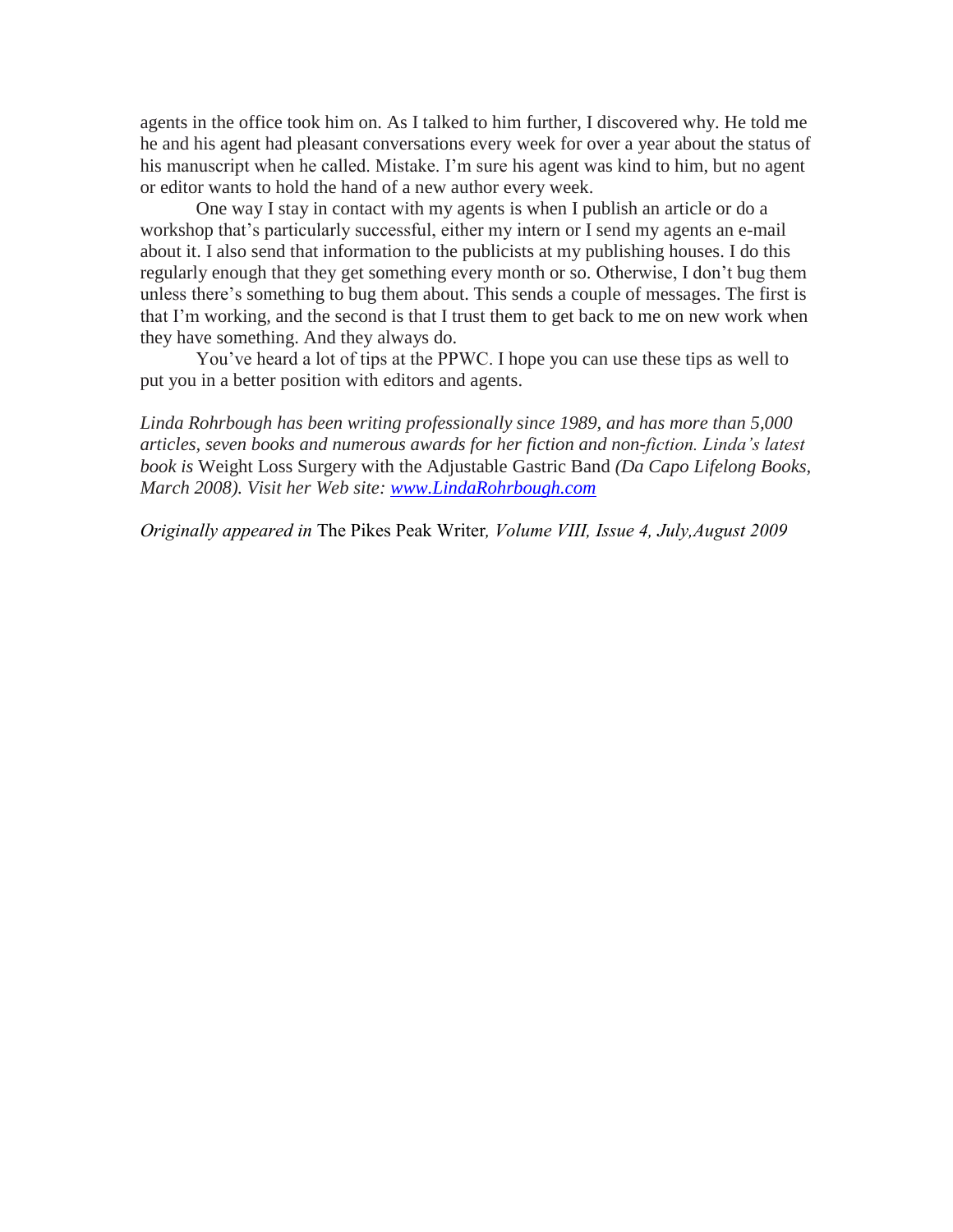agents in the office took him on. As I talked to him further, I discovered why. He told me he and his agent had pleasant conversations every week for over a year about the status of his manuscript when he called. Mistake. I'm sure his agent was kind to him, but no agent or editor wants to hold the hand of a new author every week.

One way I stay in contact with my agents is when I publish an article or do a workshop that's particularly successful, either my intern or I send my agents an e-mail about it. I also send that information to the publicists at my publishing houses. I do this regularly enough that they get something every month or so. Otherwise, I don't bug them unless there's something to bug them about. This sends a couple of messages. The first is that I'm working, and the second is that I trust them to get back to me on new work when they have something. And they always do.

You've heard a lot of tips at the PPWC. I hope you can use these tips as well to put you in a better position with editors and agents.

*Linda Rohrbough has been writing professionally since 1989, and has more than 5,000 articles, seven books and numerous awards for her fiction and non-fiction. Linda's latest book is* Weight Loss Surgery with the Adjustable Gastric Band *(Da Capo Lifelong Books, March 2008). Visit her Web site: [www.LindaRohrbough.com](http://www.LindaRohrbough.com)*

*Originally appeared in* The Pikes Peak Writer*, Volume VIII, Issue 4, July,August 2009*